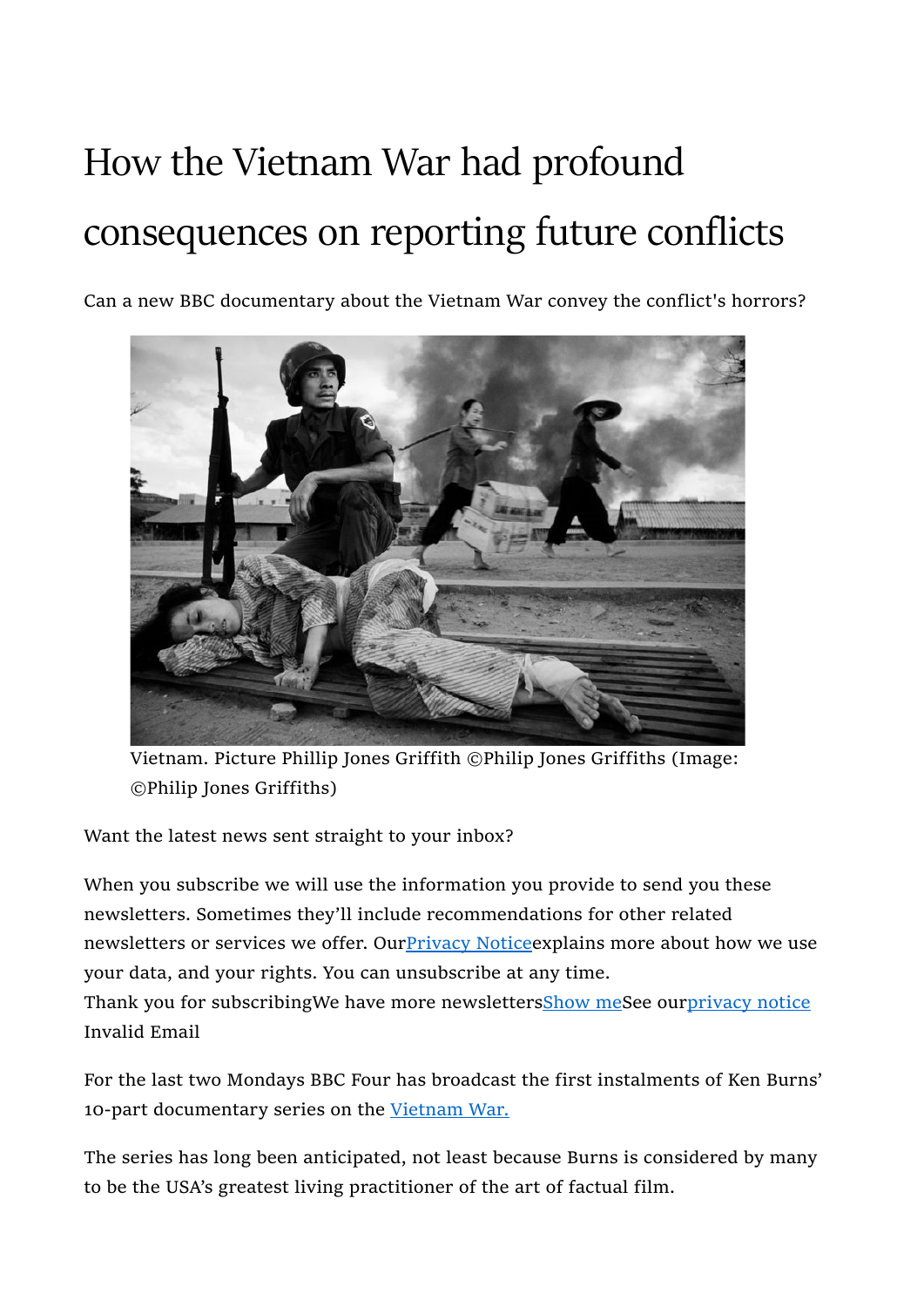# How the Vietnam War had profound consequences on reporting future conflicts

Can a new BBC documentary about the Vietnam War convey the conflict's horrors?

Vietnam. Picture Phillip Jones Griffith ©Philip Jones Griffiths (Image: ©Philip Jones Griffiths)

Want the latest news sent straight to your inbox?

When you subscribe we will use the information you provide to send you these newsletters. Sometimes they'll include recommendations for other related newsletters or services we offer. OurPrivacy Noticeexplains more about how we use your data, and your rights. You can unsubscribe at any time.
Thank you for subscribingWe have more newslettersShow meSee ourprivacy notice
Invalid Email

For the last two Mondays BBC Four has broadcast the first instalments of Ken Burns' 10-part documentary series on the Vietnam War.

The series has long been anticipated, not least because Burns is considered by many to be the USA's greatest living practitioner of the art of factual film.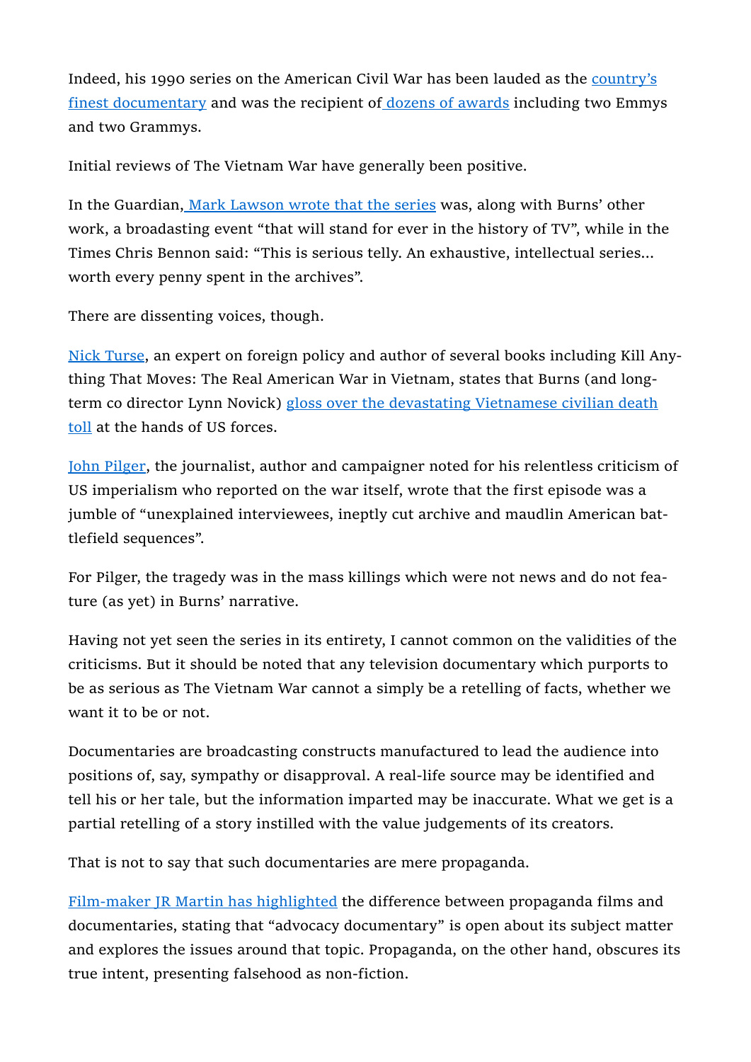Indeed, his 1990 series on the American Civil War has been lauded as the country's finest documentary and was the recipient of dozens of awards including two Emmys and two Grammys.

Initial reviews of The Vietnam War have generally been positive.

In the Guardian, Mark Lawson wrote that the series was, along with Burns' other work, a broadcasting event "that will stand for ever in the history of TV", while in the Times Chris Bennon said: "This is serious telly. An exhaustive, intellectual series... worth every penny spent in the archives".

There are dissenting voices, though.

Nick Turse, an expert on foreign policy and author of several books including Kill Anything That Moves: The Real American War in Vietnam, states that Burns (and long-term co director Lynn Novick) gloss over the devastating Vietnamese civilian death toll at the hands of US forces.

John Pilger, the journalist, author and campaigner noted for his relentless criticism of US imperialism who reported on the war itself, wrote that the first episode was a jumble of "unexplained interviewees, ineptly cut archive and maudlin American battlefield sequences".

For Pilger, the tragedy was in the mass killings which were not news and do not feature (as yet) in Burns' narrative.

Having not yet seen the series in its entirety, I cannot common on the validities of the criticisms. But it should be noted that any television documentary which purports to be as serious as The Vietnam War cannot a simply be a retelling of facts, whether we want it to be or not.

Documentaries are broadcasting constructs manufactured to lead the audience into positions of, say, sympathy or disapproval. A real-life source may be identified and tell his or her tale, but the information imparted may be inaccurate. What we get is a partial retelling of a story instilled with the value judgements of its creators.

That is not to say that such documentaries are mere propaganda.

Film-maker JR Martin has highlighted the difference between propaganda films and documentaries, stating that "advocacy documentary" is open about its subject matter and explores the issues around that topic. Propaganda, on the other hand, obscures its true intent, presenting falsehood as non-fiction.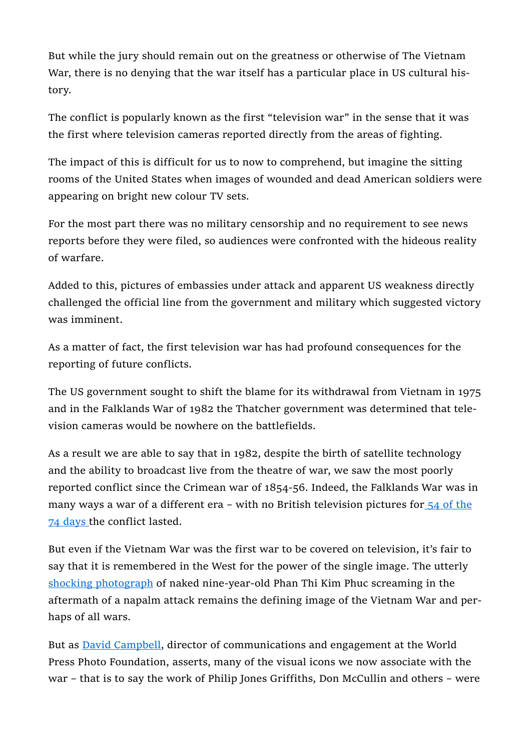But while the jury should remain out on the greatness or otherwise of The Vietnam War, there is no denying that the war itself has a particular place in US cultural history.

The conflict is popularly known as the first "television war" in the sense that it was the first where television cameras reported directly from the areas of fighting.

The impact of this is difficult for us to now to comprehend, but imagine the sitting rooms of the United States when images of wounded and dead American soldiers were appearing on bright new colour TV sets.

For the most part there was no military censorship and no requirement to see news reports before they were filed, so audiences were confronted with the hideous reality of warfare.

Added to this, pictures of embassies under attack and apparent US weakness directly challenged the official line from the government and military which suggested victory was imminent.

As a matter of fact, the first television war has had profound consequences for the reporting of future conflicts.

The US government sought to shift the blame for its withdrawal from Vietnam in 1975 and in the Falklands War of 1982 the Thatcher government was determined that television cameras would be nowhere on the battlefields.

As a result we are able to say that in 1982, despite the birth of satellite technology and the ability to broadcast live from the theatre of war, we saw the most poorly reported conflict since the Crimean war of 1854-56. Indeed, the Falklands War was in many ways a war of a different era – with no British television pictures for 54 of the 74 days the conflict lasted.

But even if the Vietnam War was the first war to be covered on television, it's fair to say that it is remembered in the West for the power of the single image. The utterly shocking photograph of naked nine-year-old Phan Thi Kim Phuc screaming in the aftermath of a napalm attack remains the defining image of the Vietnam War and perhaps of all wars.

But as David Campbell, director of communications and engagement at the World Press Photo Foundation, asserts, many of the visual icons we now associate with the war – that is to say the work of Philip Jones Griffiths, Don McCullin and others – were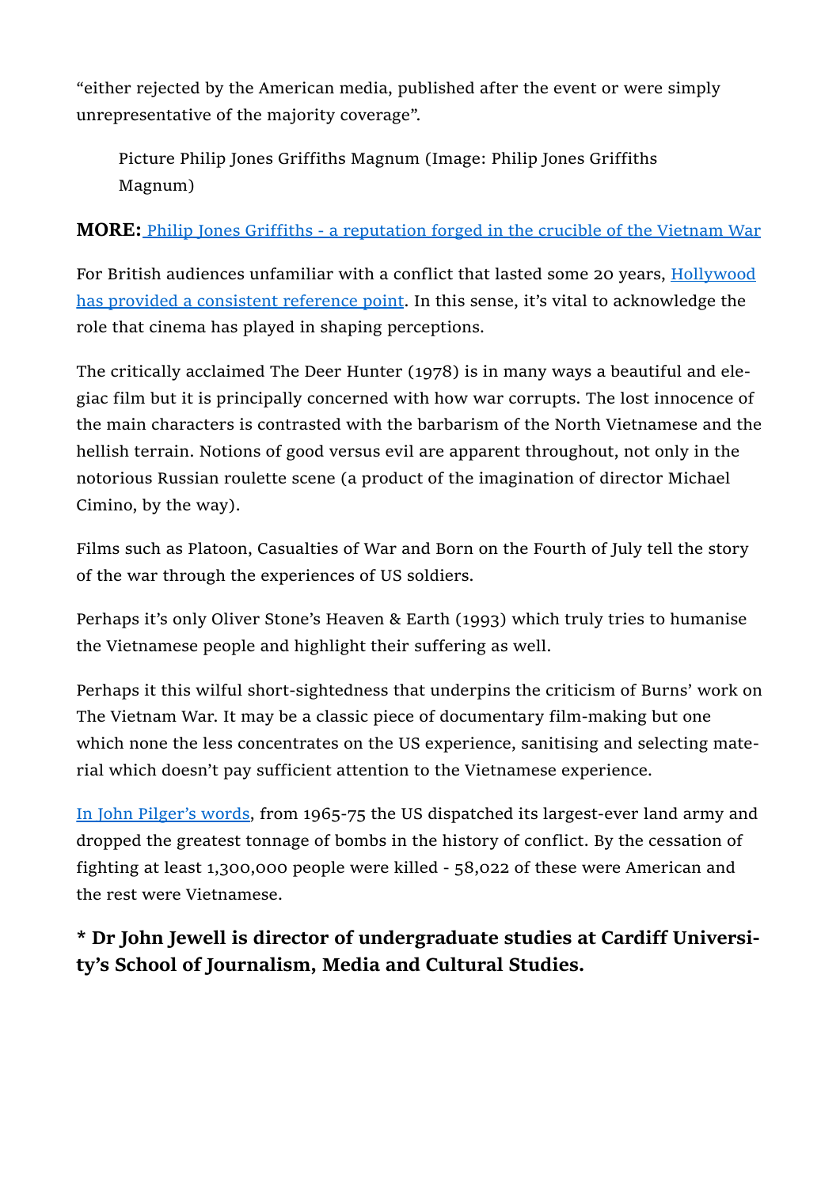"either rejected by the American media, published after the event or were simply unrepresentative of the majority coverage".

Picture Philip Jones Griffiths Magnum (Image: Philip Jones Griffiths Magnum)

**MORE:** Philip Jones Griffiths - a reputation forged in the crucible of the Vietnam War

For British audiences unfamiliar with a conflict that lasted some 20 years, Hollywood has provided a consistent reference point. In this sense, it's vital to acknowledge the role that cinema has played in shaping perceptions.

The critically acclaimed The Deer Hunter (1978) is in many ways a beautiful and elegiac film but it is principally concerned with how war corrupts. The lost innocence of the main characters is contrasted with the barbarism of the North Vietnamese and the hellish terrain. Notions of good versus evil are apparent throughout, not only in the notorious Russian roulette scene (a product of the imagination of director Michael Cimino, by the way).

Films such as Platoon, Casualties of War and Born on the Fourth of July tell the story of the war through the experiences of US soldiers.

Perhaps it's only Oliver Stone's Heaven & Earth (1993) which truly tries to humanise the Vietnamese people and highlight their suffering as well.

Perhaps it this wilful short-sightedness that underpins the criticism of Burns' work on The Vietnam War. It may be a classic piece of documentary film-making but one which none the less concentrates on the US experience, sanitising and selecting material which doesn't pay sufficient attention to the Vietnamese experience.

In John Pilger's words, from 1965-75 the US dispatched its largest-ever land army and dropped the greatest tonnage of bombs in the history of conflict. By the cessation of fighting at least 1,300,000 people were killed - 58,022 of these were American and the rest were Vietnamese.

**\* Dr John Jewell is director of undergraduate studies at Cardiff University's School of Journalism, Media and Cultural Studies.**